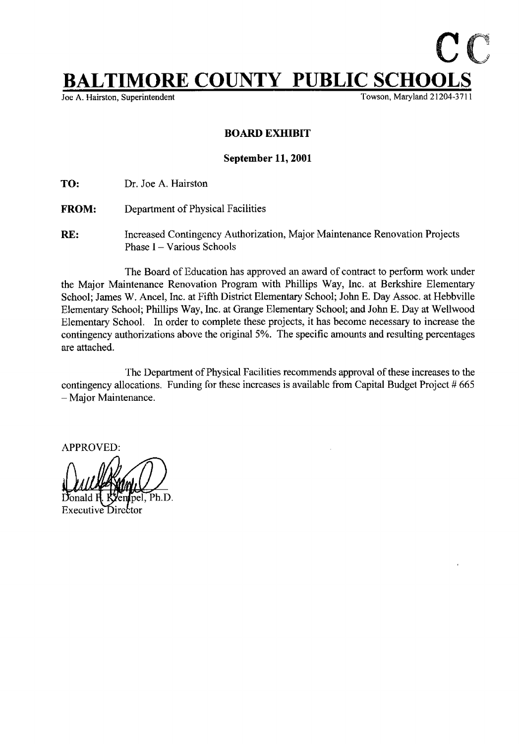CC

# BALTIMORE COUNTY PUBLIC SCHOOLS

Joe A. Hairston, Superintendent

Towson, Maryland 21204-3711

## BOARD EXHIBIT

**September 11, 2001**

**TO:** Dr. Joe A. Hairston

**FROM:** Department of Physical Facilities

**RE:** Increased Contingency Authorization, Major Maintenance Renovation Projects Phase I – Various Schools

The Board of Education has approved an award of contract to perform work under the Major Maintenance Renovation Program with Phillips Way, Inc. at Berkshire Elementary School; James W. Ancel, Inc. at Fifth District Elementary School; John E. Day Assoc. at Hebbville Elementary School; Phillips Way, Inc. at Grange Elementary School; and John E. Day at Wellwood Elementary School. In order to complete these projects, it has become necessary to increase the contingency authorizations above the original 5%. The specific amounts and resulting percentages are attached.

The Department of Physical Facilities recommends approval of these increases to the contingency allocations. Funding for these increases is available from Capital Budget Project # 665 – Major Maintenance.

APPROVED:

Donald F. Krempel, Ph.D.
Executive Director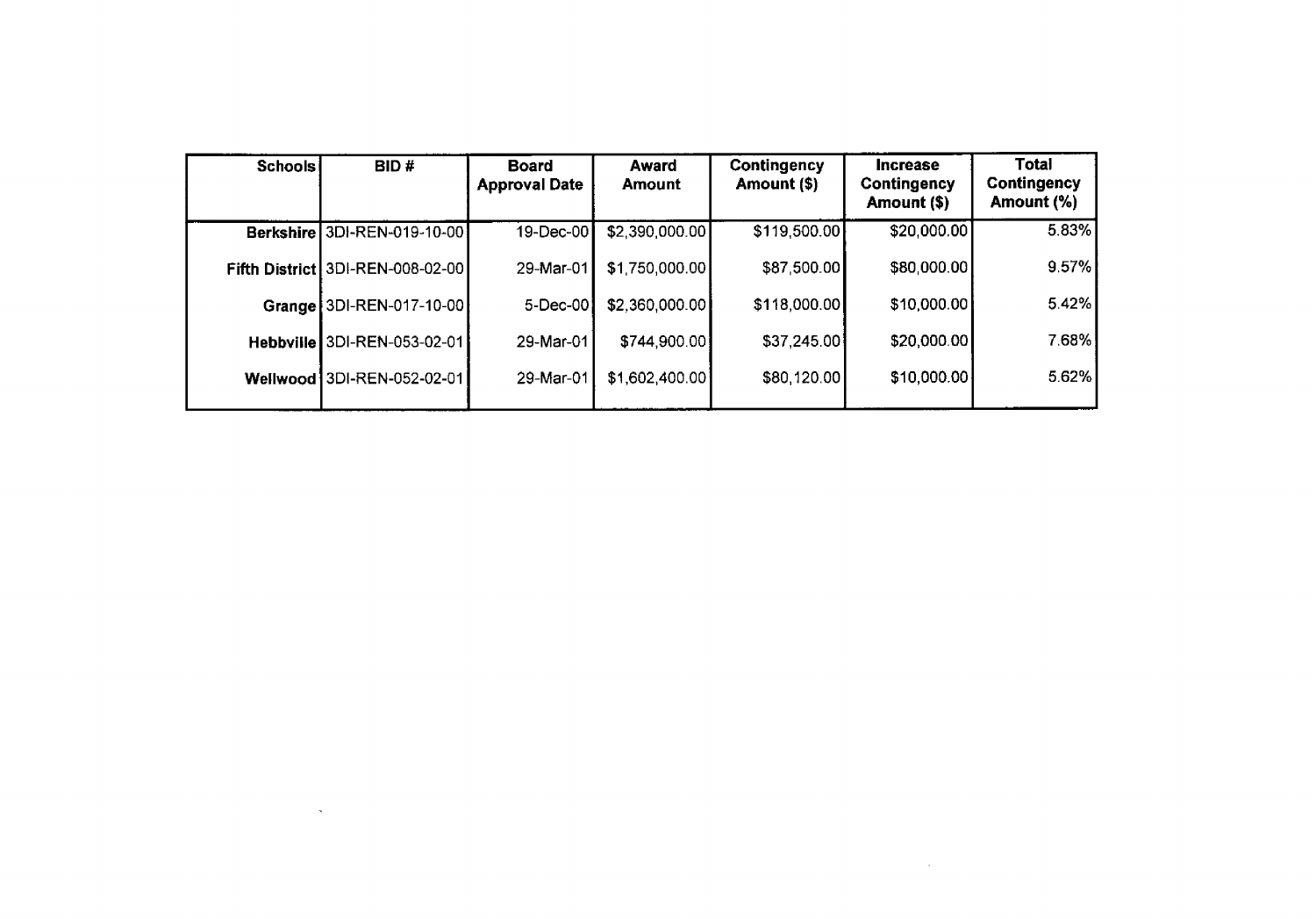| Schools | BID # | Board Approval Date | Award Amount | Contingency Amount ($) | Increase Contingency Amount ($) | Total Contingency Amount (%) |
|---|---|---|---|---|---|---|
| **Berkshire** | 3DI-REN-019-10-00 | 19-Dec-00 | $2,390,000.00 | $119,500.00 | $20,000.00 | 5.83% |
| **Fifth District** | 3DI-REN-008-02-00 | 29-Mar-01 | $1,750,000.00 | $87,500.00 | $80,000.00 | 9.57% |
| **Grange** | 3DI-REN-017-10-00 | 5-Dec-00 | $2,360,000.00 | $118,000.00 | $10,000.00 | 5.42% |
| **Hebbville** | 3DI-REN-053-02-01 | 29-Mar-01 | $744,900.00 | $37,245.00 | $20,000.00 | 7.68% |
| **Wellwood** | 3DI-REN-052-02-01 | 29-Mar-01 | $1,602,400.00 | $80,120.00 | $10,000.00 | 5.62% |